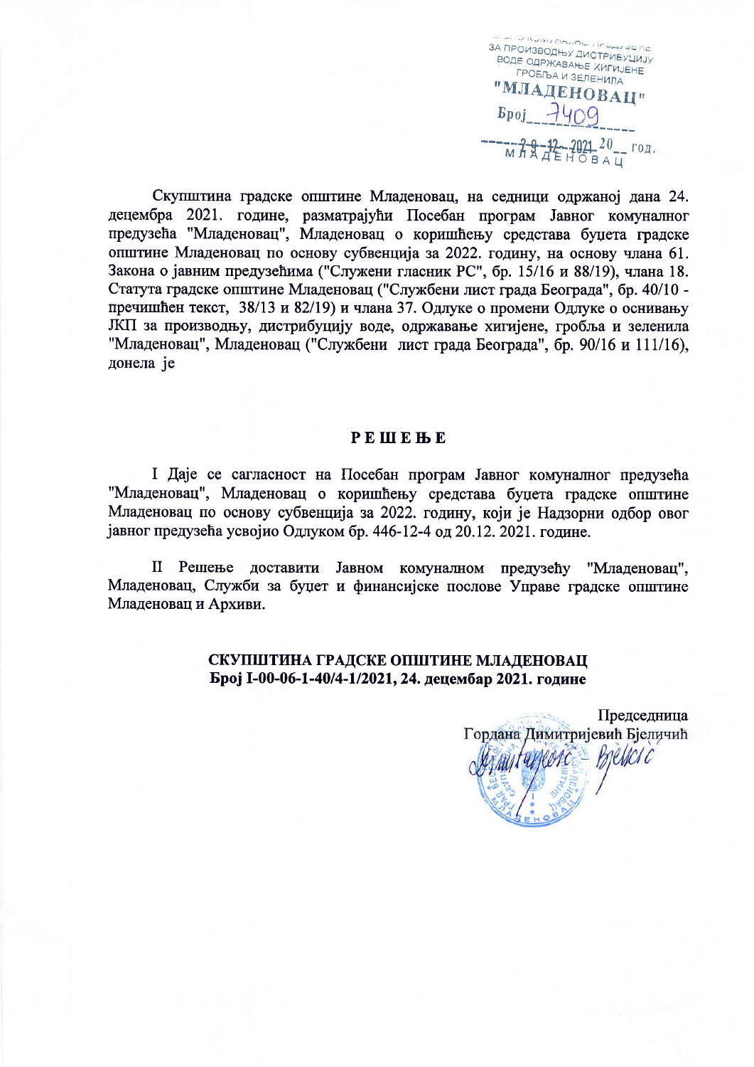ЈАВНО КОМУНАЛНО ПРЕДУЗЕЋЕ
ЗА ПРОИЗВОДЊУ ДИСТРИБУЦИЈУ
ВОДЕ ОДРЖАВАЊЕ ХИГИЈЕНЕ
ГРОБЉА И ЗЕЛЕНИЛА
"МЛАДЕНОВАЦ"
Број 7409
29-12-2021 год.
МЛАДЕНОВАЦ

Скупштина градске општине Младеновац, на седници одржаној дана 24. децембра 2021. године, разматрајући Посебан програм Јавног комуналног предузећа "Младеновац", Младеновац о коришћењу средстава буџета градске општине Младеновац по основу субвенција за 2022. годину, на основу члана 61. Закона о јавним предузећима ("Службени гласник РС", бр. 15/16 и 88/19), члана 18. Статута градске општине Младеновац ("Службени лист града Београда", бр. 40/10 - пречишћен текст, 38/13 и 82/19) и члана 37. Одлуке о промени Одлуке о оснивању ЈКП за производњу, дистрибуцију воде, одржавање хигијене, гробља и зеленила "Младеновац", Младеновац ("Службени лист града Београда", бр. 90/16 и 111/16), донела је

## РЕШЕЊЕ

I Даје се сагласност на Посебан програм Јавног комуналног предузећа "Младеновац", Младеновац о коришћењу средстава буџета градске општине Младеновац по основу субвенција за 2022. годину, који је Надзорни одбор овог јавног предузећа усвојио Одлуком бр. 446-12-4 од 20.12. 2021. године.

II Решење доставити Јавном комуналном предузећу "Младеновац", Младеновац, Служби за буџет и финансијске послове Управе градске општине Младеновац и Архиви.

**СКУПШТИНА ГРАДСКЕ ОПШТИНЕ МЛАДЕНОВАЦ**
**Број I-00-06-1-40/4-1/2021, 24. децембар 2021. године**

Председница
Гордана Димитријевић Бјеличић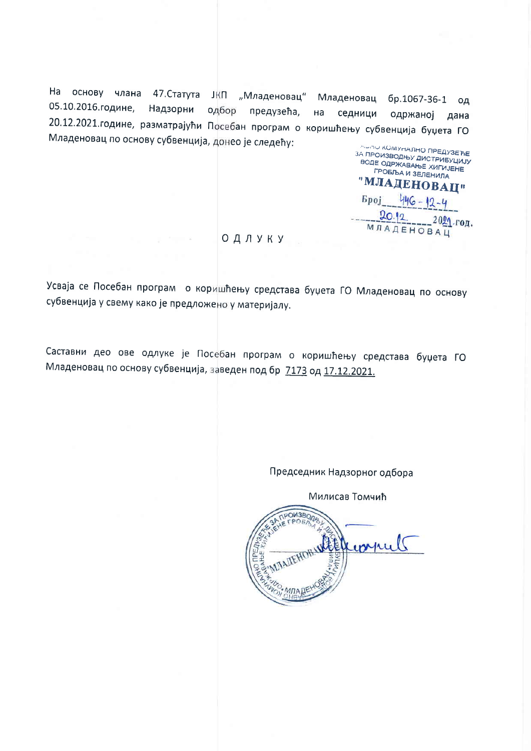На основу члана 47.Статута ЈКП „Младеновац" Младеновац бр.1067-36-1 од 05.10.2016.године, Надзорни одбор предузећа, на седници одржаној дана 20.12.2021.године, разматрајући Посебан програм о коришћењу субвенција буџета ГО Младеновац по основу субвенција, донео је следећу:

ЈАВНО КОМУНАЛНО ПРЕДУЗЕЋЕ
ЗА ПРОИЗВОДЊУ ДИСТРИБУЦИЈУ
ВОДЕ ОДРЖАВАЊЕ ХИГИЈЕНЕ
ГРОБЉА И ЗЕЛЕНИЛА
"МЛАДЕНОВАЦ"
Број 446-12-4
20.12. 2021.год.
МЛАДЕНОВАЦ

# О Д Л У К У

Усваја се Посебан програм о коришћењу средстава буџета ГО Младеновац по основу субвенција у свему како је предложено у материјалу.

Саставни део ове одлуке је Посебан програм о коришћењу средстава буџета ГО Младеновац по основу субвенција, заведен под бр 7173 од 17.12.2021.

Председник Надзорног одбора

Милисав Томчић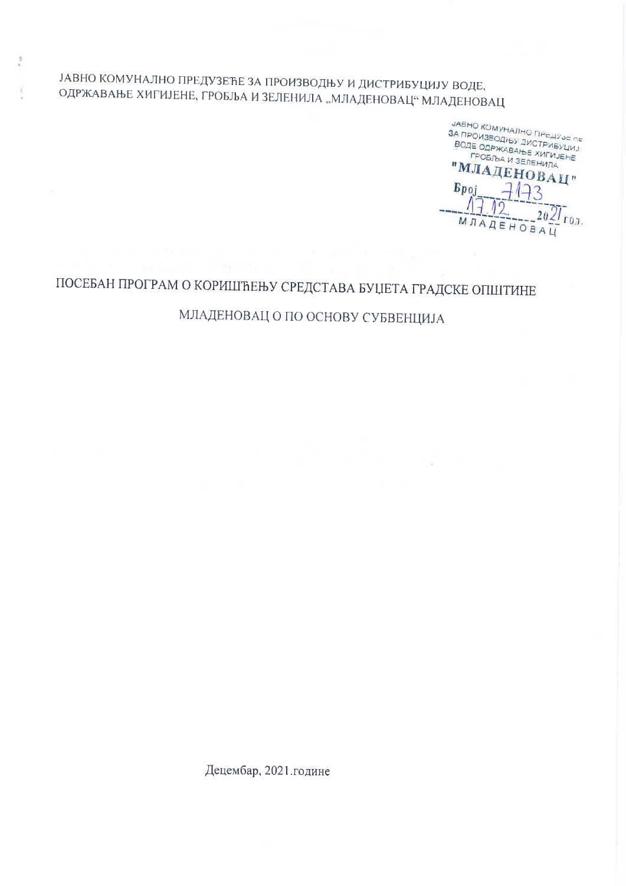ЈАВНО КОМУНАЛНО ПРЕДУЗЕЋЕ ЗА ПРОИЗВОДЊУ И ДИСТРИБУЦИЈУ ВОДЕ, ОДРЖАВАЊЕ ХИГИЈЕНЕ, ГРОБЉА И ЗЕЛЕНИЛА „МЛАДЕНОВАЦ“ МЛАДЕНОВАЦ

ЈАВНО КОМУНАЛНО ПРЕДУЗЕЋЕ ЗА ПРОИЗВОДЊУ ДИСТРИБУЦИЈ ВОДЕ ОДРЖАВАЊЕ ХИГИЈЕНЕ ГРОБЉА И ЗЕЛЕНИЛА
"МЛАДЕНОВАЦ"
Број 7173
17.12. 2021 год.
МЛАДЕНОВАЦ

# ПОСЕБАН ПРОГРАМ О КОРИШЋЕЊУ СРЕДСТАВА БУЏЕТА ГРАДСКЕ ОПШТИНЕ МЛАДЕНОВАЦ О ПО ОСНОВУ СУБВЕНЦИЈА

Децембар, 2021.године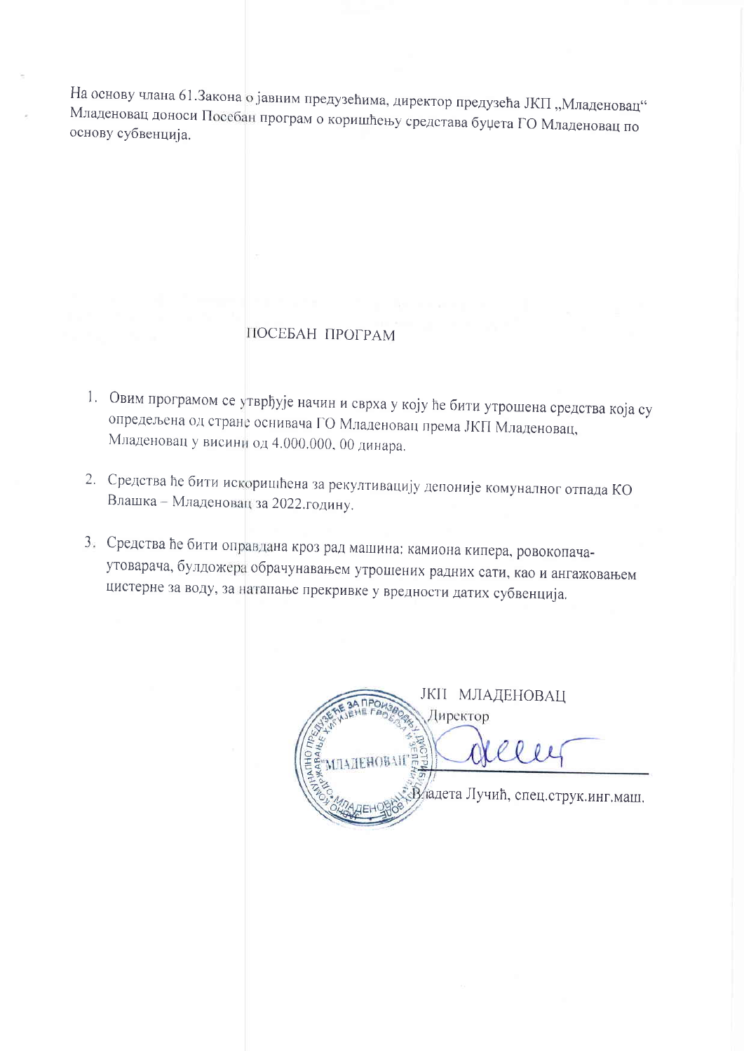На основу члана 61.Закона о јавним предузећима, директор предузећа ЈКП „Младеновац" Младеновац доноси Посебан програм о коришћењу средстава буџета ГО Младеновац по основу субвенција.

## ПОСЕБАН ПРОГРАМ

1. Овим програмом се утврђује начин и сврха у коју ће бити утрошена средства која су опредељена од стране оснивача ГО Младеновац према ЈКП Младеновац, Младеновац у висини од 4.000.000, 00 динара.

2. Средства ће бити искоришћена за рекултивацију депоније комуналног отпада КО Влашка – Младеновац за 2022.годину.

3. Средства ће бити оправдана кроз рад машина: камиона кипера, ровокопача-утоварача, булдожера обрачунавањем утрошених радних сати, као и ангажовањем цистерне за воду, за натапање прекривке у вредности датих субвенција.

ЈКП МЛАДЕНОВАЦ
Директор

Владета Лучић, спец.струк.инг.маш.